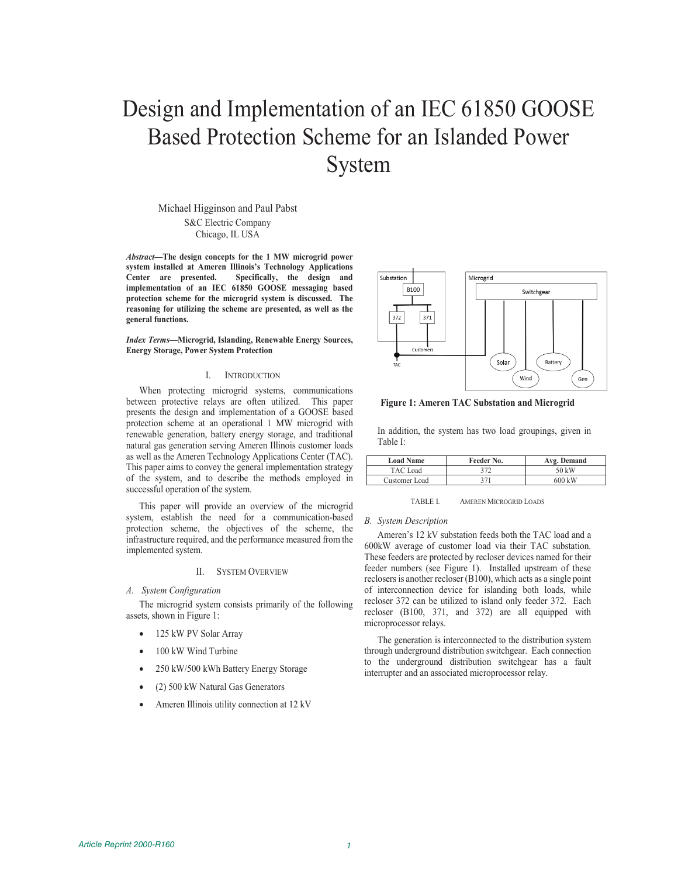# Design and Implementation of an IEC 61850 GOOSE Based Protection Scheme for an Islanded Power System

Michael Higginson and Paul Pabst
S&C Electric Company
Chicago, IL USA

***Abstract*—The design concepts for the 1 MW microgrid power system installed at Ameren Illinois's Technology Applications Center are presented. Specifically, the design and implementation of an IEC 61850 GOOSE messaging based protection scheme for the microgrid system is discussed. The reasoning for utilizing the scheme are presented, as well as the general functions.**

***Index Terms*—Microgrid, Islanding, Renewable Energy Sources, Energy Storage, Power System Protection**

## I. Introduction

When protecting microgrid systems, communications between protective relays are often utilized. This paper presents the design and implementation of a GOOSE based protection scheme at an operational 1 MW microgrid with renewable generation, battery energy storage, and traditional natural gas generation serving Ameren Illinois customer loads as well as the Ameren Technology Applications Center (TAC). This paper aims to convey the general implementation strategy of the system, and to describe the methods employed in successful operation of the system.

This paper will provide an overview of the microgrid system, establish the need for a communication-based protection scheme, the objectives of the scheme, the infrastructure required, and the performance measured from the implemented system.

## II. System Overview

### *A. System Configuration*

The microgrid system consists primarily of the following assets, shown in Figure 1:

- 125 kW PV Solar Array
- 100 kW Wind Turbine
- 250 kW/500 kWh Battery Energy Storage
- (2) 500 kW Natural Gas Generators
- Ameren Illinois utility connection at 12 kV

**Figure 1: Ameren TAC Substation and Microgrid**

In addition, the system has two load groupings, given in Table I:

| Load Name | Feeder No. | Avg. Demand |
|---|---|---|
| TAC Load | 372 | 50 kW |
| Customer Load | 371 | 600 kW |

TABLE I. Ameren Microgrid Loads

### *B. System Description*

Ameren's 12 kV substation feeds both the TAC load and a 600kW average of customer load via their TAC substation. These feeders are protected by recloser devices named for their feeder numbers (see Figure 1). Installed upstream of these reclosers is another recloser (B100), which acts as a single point of interconnection device for islanding both loads, while recloser 372 can be utilized to island only feeder 372. Each recloser (B100, 371, and 372) are all equipped with microprocessor relays.

The generation is interconnected to the distribution system through underground distribution switchgear. Each connection to the underground distribution switchgear has a fault interrupter and an associated microprocessor relay.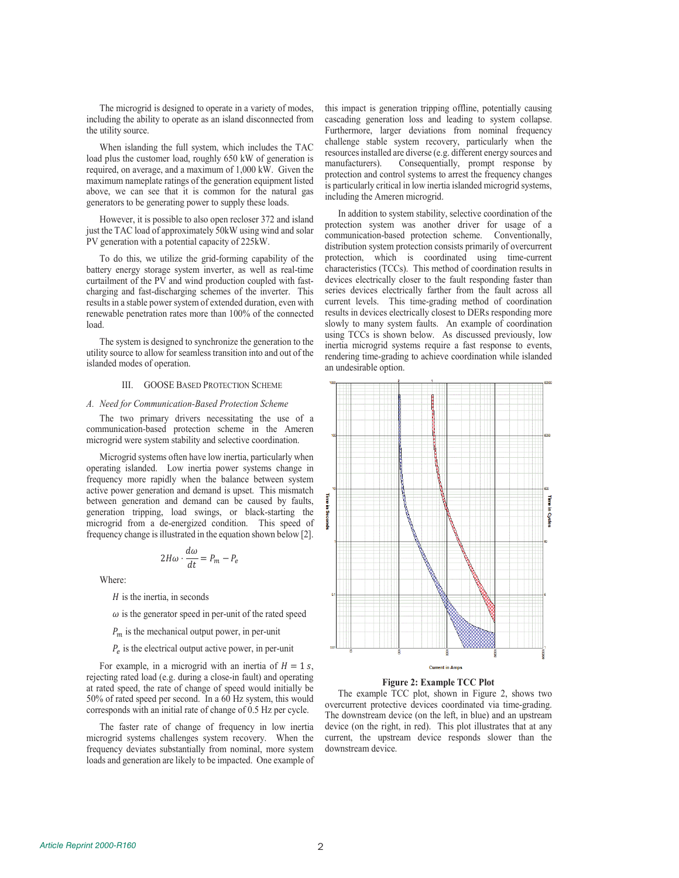The microgrid is designed to operate in a variety of modes, including the ability to operate as an island disconnected from the utility source.

When islanding the full system, which includes the TAC load plus the customer load, roughly 650 kW of generation is required, on average, and a maximum of 1,000 kW. Given the maximum nameplate ratings of the generation equipment listed above, we can see that it is common for the natural gas generators to be generating power to supply these loads.

However, it is possible to also open recloser 372 and island just the TAC load of approximately 50kW using wind and solar PV generation with a potential capacity of 225kW.

To do this, we utilize the grid-forming capability of the battery energy storage system inverter, as well as real-time curtailment of the PV and wind production coupled with fast-charging and fast-discharging schemes of the inverter. This results in a stable power system of extended duration, even with renewable penetration rates more than 100% of the connected load.

The system is designed to synchronize the generation to the utility source to allow for seamless transition into and out of the islanded modes of operation.

## III. GOOSE Based Protection Scheme

### A. Need for Communication-Based Protection Scheme

The two primary drivers necessitating the use of a communication-based protection scheme in the Ameren microgrid were system stability and selective coordination.

Microgrid systems often have low inertia, particularly when operating islanded. Low inertia power systems change in frequency more rapidly when the balance between system active power generation and demand is upset. This mismatch between generation and demand can be caused by faults, generation tripping, load swings, or black-starting the microgrid from a de-energized condition. This speed of frequency change is illustrated in the equation shown below [2].

$$2H\omega \cdot \frac{d\omega}{dt} = P_m - P_e$$

Where:

$H$ is the inertia, in seconds

$\omega$ is the generator speed in per-unit of the rated speed

$P_m$ is the mechanical output power, in per-unit

$P_e$ is the electrical output active power, in per-unit

For example, in a microgrid with an inertia of $H = 1\,s$, rejecting rated load (e.g. during a close-in fault) and operating at rated speed, the rate of change of speed would initially be 50% of rated speed per second. In a 60 Hz system, this would corresponds with an initial rate of change of 0.5 Hz per cycle.

The faster rate of change of frequency in low inertia microgrid systems challenges system recovery. When the frequency deviates substantially from nominal, more system loads and generation are likely to be impacted. One example of this impact is generation tripping offline, potentially causing cascading generation loss and leading to system collapse. Furthermore, larger deviations from nominal frequency challenge stable system recovery, particularly when the resources installed are diverse (e.g. different energy sources and manufacturers). Consequentially, prompt response by protection and control systems to arrest the frequency changes is particularly critical in low inertia islanded microgrid systems, including the Ameren microgrid.

In addition to system stability, selective coordination of the protection system was another driver for usage of a communication-based protection scheme. Conventionally, distribution system protection consists primarily of overcurrent protection, which is coordinated using time-current characteristics (TCCs). This method of coordination results in devices electrically closer to the fault responding faster than series devices electrically farther from the fault across all current levels. This time-grading method of coordination results in devices electrically closest to DERs responding more slowly to many system faults. An example of coordination using TCCs is shown below. As discussed previously, low inertia microgrid systems require a fast response to events, rendering time-grading to achieve coordination while islanded an undesirable option.

**Figure 2: Example TCC Plot**

The example TCC plot, shown in Figure 2, shows two overcurrent protective devices coordinated via time-grading. The downstream device (on the left, in blue) and an upstream device (on the right, in red). This plot illustrates that at any current, the upstream device responds slower than the downstream device.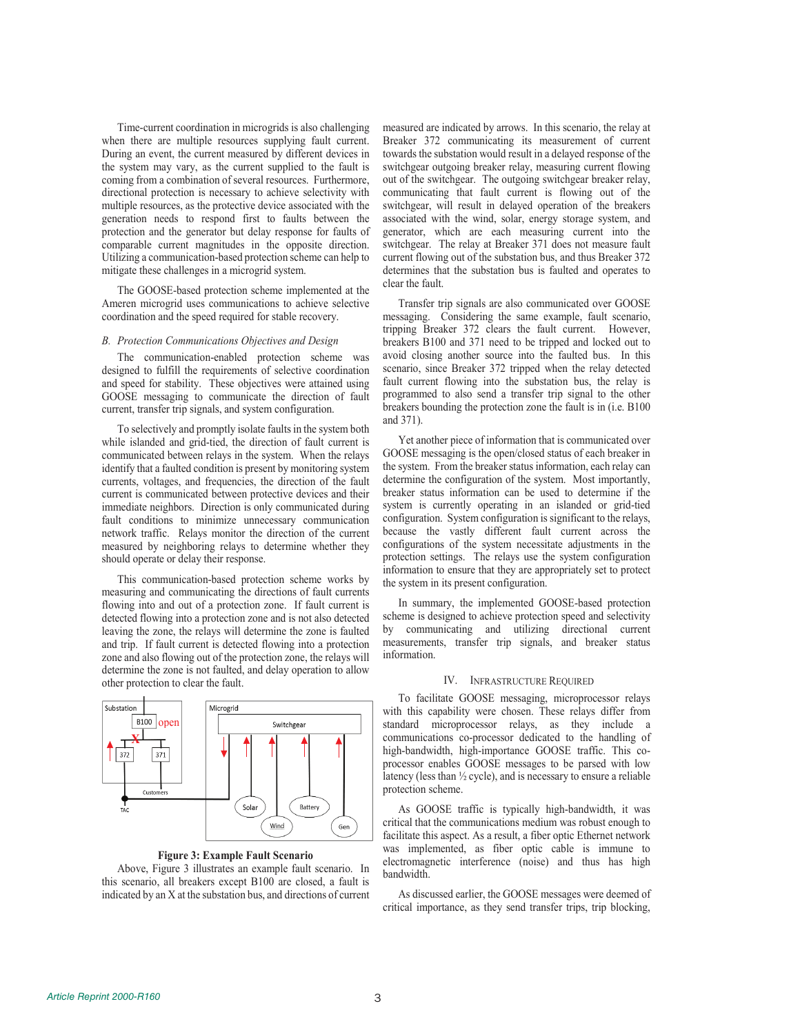Time-current coordination in microgrids is also challenging when there are multiple resources supplying fault current. During an event, the current measured by different devices in the system may vary, as the current supplied to the fault is coming from a combination of several resources. Furthermore, directional protection is necessary to achieve selectivity with multiple resources, as the protective device associated with the generation needs to respond first to faults between the protection and the generator but delay response for faults of comparable current magnitudes in the opposite direction. Utilizing a communication-based protection scheme can help to mitigate these challenges in a microgrid system.

The GOOSE-based protection scheme implemented at the Ameren microgrid uses communications to achieve selective coordination and the speed required for stable recovery.

### *B. Protection Communications Objectives and Design*

The communication-enabled protection scheme was designed to fulfill the requirements of selective coordination and speed for stability. These objectives were attained using GOOSE messaging to communicate the direction of fault current, transfer trip signals, and system configuration.

To selectively and promptly isolate faults in the system both while islanded and grid-tied, the direction of fault current is communicated between relays in the system. When the relays identify that a faulted condition is present by monitoring system currents, voltages, and frequencies, the direction of the fault current is communicated between protective devices and their immediate neighbors. Direction is only communicated during fault conditions to minimize unnecessary communication network traffic. Relays monitor the direction of the current measured by neighboring relays to determine whether they should operate or delay their response.

This communication-based protection scheme works by measuring and communicating the directions of fault currents flowing into and out of a protection zone. If fault current is detected flowing into a protection zone and is not also detected leaving the zone, the relays will determine the zone is faulted and trip. If fault current is detected flowing into a protection zone and also flowing out of the protection zone, the relays will determine the zone is not faulted, and delay operation to allow other protection to clear the fault.

**Figure 3: Example Fault Scenario**

Above, Figure 3 illustrates an example fault scenario. In this scenario, all breakers except B100 are closed, a fault is indicated by an X at the substation bus, and directions of current measured are indicated by arrows. In this scenario, the relay at Breaker 372 communicating its measurement of current towards the substation would result in a delayed response of the switchgear outgoing breaker relay, measuring current flowing out of the switchgear. The outgoing switchgear breaker relay, communicating that fault current is flowing out of the switchgear, will result in delayed operation of the breakers associated with the wind, solar, energy storage system, and generator, which are each measuring current into the switchgear. The relay at Breaker 371 does not measure fault current flowing out of the substation bus, and thus Breaker 372 determines that the substation bus is faulted and operates to clear the fault.

Transfer trip signals are also communicated over GOOSE messaging. Considering the same example, fault scenario, tripping Breaker 372 clears the fault current. However, breakers B100 and 371 need to be tripped and locked out to avoid closing another source into the faulted bus. In this scenario, since Breaker 372 tripped when the relay detected fault current flowing into the substation bus, the relay is programmed to also send a transfer trip signal to the other breakers bounding the protection zone the fault is in (i.e. B100 and 371).

Yet another piece of information that is communicated over GOOSE messaging is the open/closed status of each breaker in the system. From the breaker status information, each relay can determine the configuration of the system. Most importantly, breaker status information can be used to determine if the system is currently operating in an islanded or grid-tied configuration. System configuration is significant to the relays, because the vastly different fault current across the configurations of the system necessitate adjustments in the protection settings. The relays use the system configuration information to ensure that they are appropriately set to protect the system in its present configuration.

In summary, the implemented GOOSE-based protection scheme is designed to achieve protection speed and selectivity by communicating and utilizing directional current measurements, transfer trip signals, and breaker status information.

## IV. Infrastructure Required

To facilitate GOOSE messaging, microprocessor relays with this capability were chosen. These relays differ from standard microprocessor relays, as they include a communications co-processor dedicated to the handling of high-bandwidth, high-importance GOOSE traffic. This co-processor enables GOOSE messages to be parsed with low latency (less than ½ cycle), and is necessary to ensure a reliable protection scheme.

As GOOSE traffic is typically high-bandwidth, it was critical that the communications medium was robust enough to facilitate this aspect. As a result, a fiber optic Ethernet network was implemented, as fiber optic cable is immune to electromagnetic interference (noise) and thus has high bandwidth.

As discussed earlier, the GOOSE messages were deemed of critical importance, as they send transfer trips, trip blocking,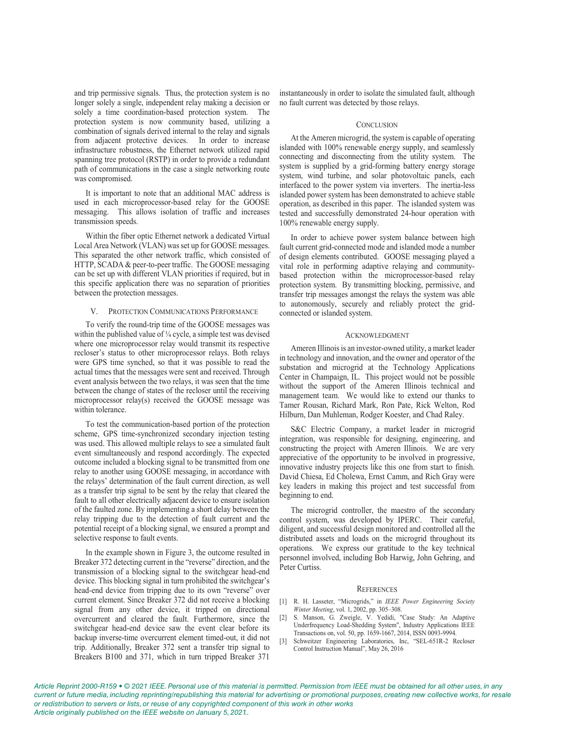and trip permissive signals. Thus, the protection system is no longer solely a single, independent relay making a decision or solely a time coordination-based protection system. The protection system is now community based, utilizing a combination of signals derived internal to the relay and signals from adjacent protective devices. In order to increase infrastructure robustness, the Ethernet network utilized rapid spanning tree protocol (RSTP) in order to provide a redundant path of communications in the case a single networking route was compromised.

It is important to note that an additional MAC address is used in each microprocessor-based relay for the GOOSE messaging. This allows isolation of traffic and increases transmission speeds.

Within the fiber optic Ethernet network a dedicated Virtual Local Area Network (VLAN) was set up for GOOSE messages. This separated the other network traffic, which consisted of HTTP, SCADA & peer-to-peer traffic. The GOOSE messaging can be set up with different VLAN priorities if required, but in this specific application there was no separation of priorities between the protection messages.

## V. Protection Communications Performance

To verify the round-trip time of the GOOSE messages was within the published value of ¼ cycle, a simple test was devised where one microprocessor relay would transmit its respective recloser's status to other microprocessor relays. Both relays were GPS time synched, so that it was possible to read the actual times that the messages were sent and received. Through event analysis between the two relays, it was seen that the time between the change of states of the recloser until the receiving microprocessor relay(s) received the GOOSE message was within tolerance.

To test the communication-based portion of the protection scheme, GPS time-synchronized secondary injection testing was used. This allowed multiple relays to see a simulated fault event simultaneously and respond accordingly. The expected outcome included a blocking signal to be transmitted from one relay to another using GOOSE messaging, in accordance with the relays' determination of the fault current direction, as well as a transfer trip signal to be sent by the relay that cleared the fault to all other electrically adjacent device to ensure isolation of the faulted zone. By implementing a short delay between the relay tripping due to the detection of fault current and the potential receipt of a blocking signal, we ensured a prompt and selective response to fault events.

In the example shown in Figure 3, the outcome resulted in Breaker 372 detecting current in the "reverse" direction, and the transmission of a blocking signal to the switchgear head-end device. This blocking signal in turn prohibited the switchgear's head-end device from tripping due to its own "reverse" over current element. Since Breaker 372 did not receive a blocking signal from any other device, it tripped on directional overcurrent and cleared the fault. Furthermore, since the switchgear head-end device saw the event clear before its backup inverse-time overcurrent element timed-out, it did not trip. Additionally, Breaker 372 sent a transfer trip signal to Breakers B100 and 371, which in turn tripped Breaker 371 instantaneously in order to isolate the simulated fault, although no fault current was detected by those relays.

## Conclusion

At the Ameren microgrid, the system is capable of operating islanded with 100% renewable energy supply, and seamlessly connecting and disconnecting from the utility system. The system is supplied by a grid-forming battery energy storage system, wind turbine, and solar photovoltaic panels, each interfaced to the power system via inverters. The inertia-less islanded power system has been demonstrated to achieve stable operation, as described in this paper. The islanded system was tested and successfully demonstrated 24-hour operation with 100% renewable energy supply.

In order to achieve power system balance between high fault current grid-connected mode and islanded mode a number of design elements contributed. GOOSE messaging played a vital role in performing adaptive relaying and community-based protection within the microprocessor-based relay protection system. By transmitting blocking, permissive, and transfer trip messages amongst the relays the system was able to autonomously, securely and reliably protect the grid-connected or islanded system.

## Acknowledgment

Ameren Illinois is an investor-owned utility, a market leader in technology and innovation, and the owner and operator of the substation and microgrid at the Technology Applications Center in Champaign, IL. This project would not be possible without the support of the Ameren Illinois technical and management team. We would like to extend our thanks to Tamer Rousan, Richard Mark, Ron Pate, Rick Welton, Rod Hilburn, Dan Muhleman, Rodger Koester, and Chad Raley.

S&C Electric Company, a market leader in microgrid integration, was responsible for designing, engineering, and constructing the project with Ameren Illinois. We are very appreciative of the opportunity to be involved in progressive, innovative industry projects like this one from start to finish. David Chiesa, Ed Cholewa, Ernst Camm, and Rich Gray were key leaders in making this project and test successful from beginning to end.

The microgrid controller, the maestro of the secondary control system, was developed by IPERC. Their careful, diligent, and successful design monitored and controlled all the distributed assets and loads on the microgrid throughout its operations. We express our gratitude to the key technical personnel involved, including Bob Harwig, John Gehring, and Peter Curtiss.

## References

[1] R. H. Lasseter, "Microgrids," in *IEEE Power Engineering Society Winter Meeting*, vol. 1, 2002, pp. 305–308.

[2] S. Manson, G. Zweigle, V. Yedidi, "Case Study: An Adaptive Underfrequency Load-Shedding System", Industry Applications IEEE Transactions on, vol. 50, pp. 1659-1667, 2014, ISSN 0093-9994.

[3] Schweitzer Engineering Laboratories, Inc, "SEL-651R-2 Recloser Control Instruction Manual", May 26, 2016

*Article Reprint 2000-R159 • © 2021 IEEE. Personal use of this material is permitted. Permission from IEEE must be obtained for all other uses, in any current or future media, including reprinting/republishing this material for advertising or promotional purposes, creating new collective works, for resale or redistribution to servers or lists, or reuse of any copyrighted component of this work in other works*
*Article originally published on the IEEE website on January 5, 2021..*